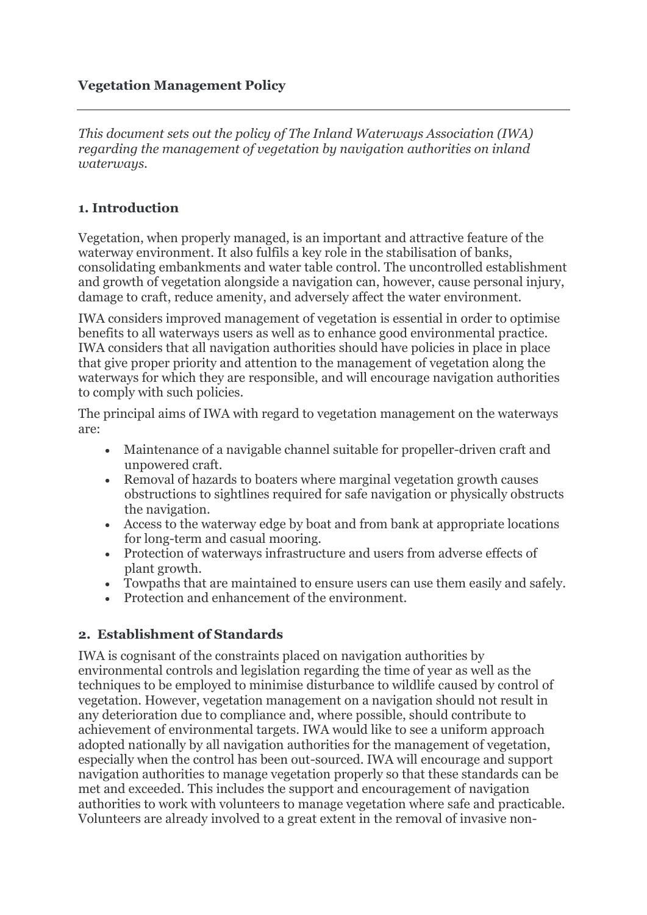**Vegetation Management Policy**

---

*This document sets out the policy of The Inland Waterways Association (IWA) regarding the management of vegetation by navigation authorities on inland waterways.*

## 1. Introduction

Vegetation, when properly managed, is an important and attractive feature of the waterway environment. It also fulfils a key role in the stabilisation of banks, consolidating embankments and water table control. The uncontrolled establishment and growth of vegetation alongside a navigation can, however, cause personal injury, damage to craft, reduce amenity, and adversely affect the water environment.

IWA considers improved management of vegetation is essential in order to optimise benefits to all waterways users as well as to enhance good environmental practice. IWA considers that all navigation authorities should have policies in place in place that give proper priority and attention to the management of vegetation along the waterways for which they are responsible, and will encourage navigation authorities to comply with such policies.

The principal aims of IWA with regard to vegetation management on the waterways are:

- Maintenance of a navigable channel suitable for propeller-driven craft and unpowered craft.
- Removal of hazards to boaters where marginal vegetation growth causes obstructions to sightlines required for safe navigation or physically obstructs the navigation.
- Access to the waterway edge by boat and from bank at appropriate locations for long-term and casual mooring.
- Protection of waterways infrastructure and users from adverse effects of plant growth.
- Towpaths that are maintained to ensure users can use them easily and safely.
- Protection and enhancement of the environment.

## 2. Establishment of Standards

IWA is cognisant of the constraints placed on navigation authorities by environmental controls and legislation regarding the time of year as well as the techniques to be employed to minimise disturbance to wildlife caused by control of vegetation. However, vegetation management on a navigation should not result in any deterioration due to compliance and, where possible, should contribute to achievement of environmental targets. IWA would like to see a uniform approach adopted nationally by all navigation authorities for the management of vegetation, especially when the control has been out-sourced. IWA will encourage and support navigation authorities to manage vegetation properly so that these standards can be met and exceeded. This includes the support and encouragement of navigation authorities to work with volunteers to manage vegetation where safe and practicable. Volunteers are already involved to a great extent in the removal of invasive non-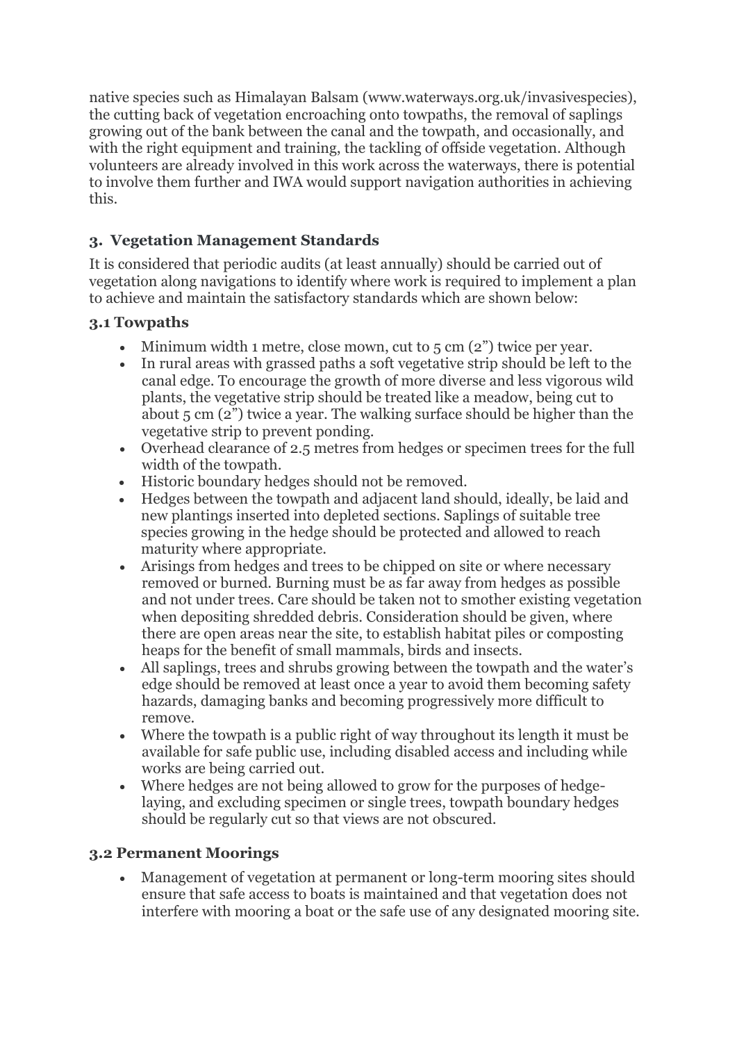native species such as Himalayan Balsam (www.waterways.org.uk/invasivespecies), the cutting back of vegetation encroaching onto towpaths, the removal of saplings growing out of the bank between the canal and the towpath, and occasionally, and with the right equipment and training, the tackling of offside vegetation. Although volunteers are already involved in this work across the waterways, there is potential to involve them further and IWA would support navigation authorities in achieving this.

## 3. Vegetation Management Standards

It is considered that periodic audits (at least annually) should be carried out of vegetation along navigations to identify where work is required to implement a plan to achieve and maintain the satisfactory standards which are shown below:

### 3.1 Towpaths

- Minimum width 1 metre, close mown, cut to 5 cm (2") twice per year.
- In rural areas with grassed paths a soft vegetative strip should be left to the canal edge. To encourage the growth of more diverse and less vigorous wild plants, the vegetative strip should be treated like a meadow, being cut to about 5 cm (2") twice a year. The walking surface should be higher than the vegetative strip to prevent ponding.
- Overhead clearance of 2.5 metres from hedges or specimen trees for the full width of the towpath.
- Historic boundary hedges should not be removed.
- Hedges between the towpath and adjacent land should, ideally, be laid and new plantings inserted into depleted sections. Saplings of suitable tree species growing in the hedge should be protected and allowed to reach maturity where appropriate.
- Arisings from hedges and trees to be chipped on site or where necessary removed or burned. Burning must be as far away from hedges as possible and not under trees. Care should be taken not to smother existing vegetation when depositing shredded debris. Consideration should be given, where there are open areas near the site, to establish habitat piles or composting heaps for the benefit of small mammals, birds and insects.
- All saplings, trees and shrubs growing between the towpath and the water's edge should be removed at least once a year to avoid them becoming safety hazards, damaging banks and becoming progressively more difficult to remove.
- Where the towpath is a public right of way throughout its length it must be available for safe public use, including disabled access and including while works are being carried out.
- Where hedges are not being allowed to grow for the purposes of hedge-laying, and excluding specimen or single trees, towpath boundary hedges should be regularly cut so that views are not obscured.

### 3.2 Permanent Moorings

- Management of vegetation at permanent or long-term mooring sites should ensure that safe access to boats is maintained and that vegetation does not interfere with mooring a boat or the safe use of any designated mooring site.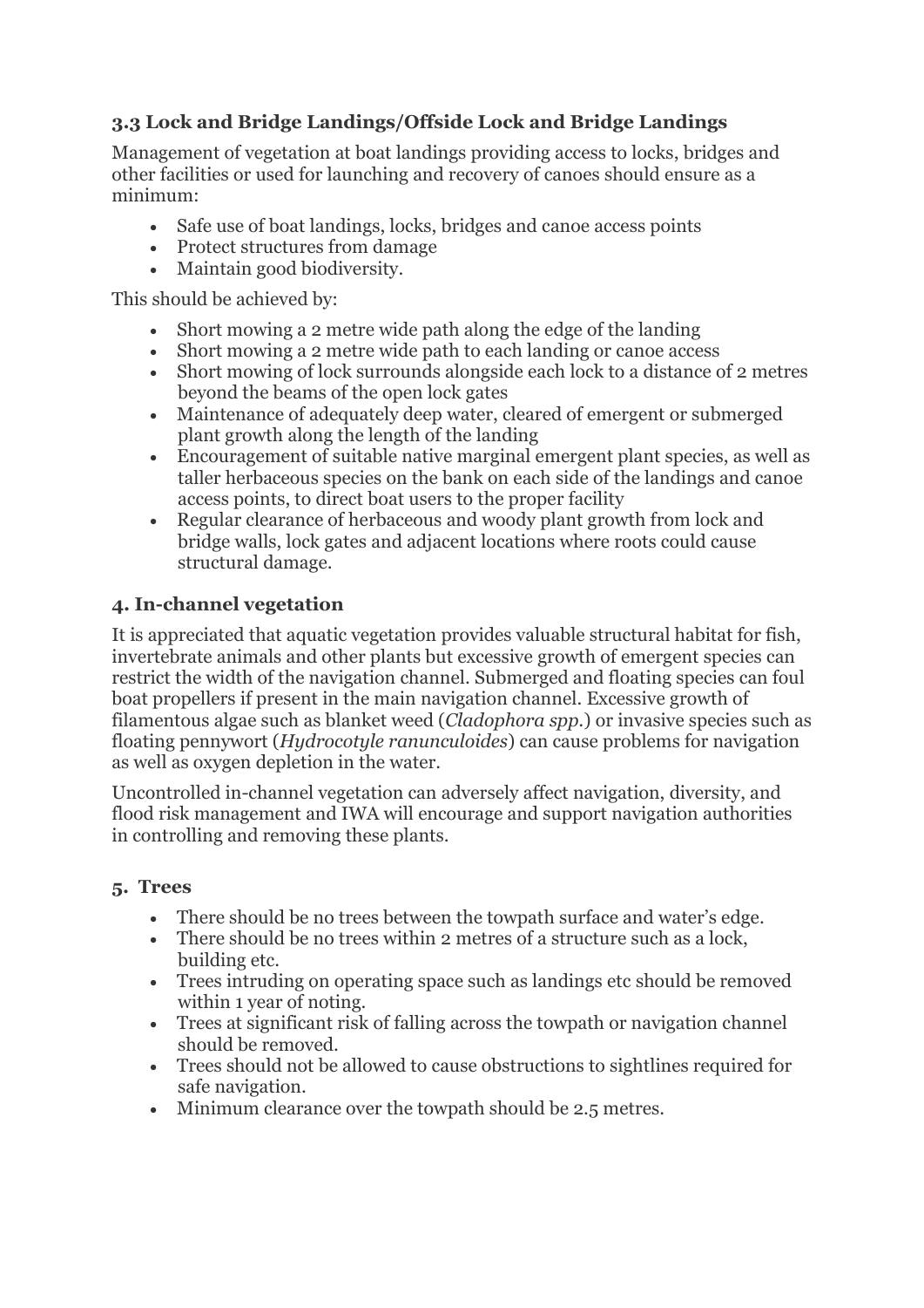### 3.3 Lock and Bridge Landings/Offside Lock and Bridge Landings

Management of vegetation at boat landings providing access to locks, bridges and other facilities or used for launching and recovery of canoes should ensure as a minimum:

- Safe use of boat landings, locks, bridges and canoe access points
- Protect structures from damage
- Maintain good biodiversity.

This should be achieved by:

- Short mowing a 2 metre wide path along the edge of the landing
- Short mowing a 2 metre wide path to each landing or canoe access
- Short mowing of lock surrounds alongside each lock to a distance of 2 metres beyond the beams of the open lock gates
- Maintenance of adequately deep water, cleared of emergent or submerged plant growth along the length of the landing
- Encouragement of suitable native marginal emergent plant species, as well as taller herbaceous species on the bank on each side of the landings and canoe access points, to direct boat users to the proper facility
- Regular clearance of herbaceous and woody plant growth from lock and bridge walls, lock gates and adjacent locations where roots could cause structural damage.

### 4. In-channel vegetation

It is appreciated that aquatic vegetation provides valuable structural habitat for fish, invertebrate animals and other plants but excessive growth of emergent species can restrict the width of the navigation channel. Submerged and floating species can foul boat propellers if present in the main navigation channel. Excessive growth of filamentous algae such as blanket weed (*Cladophora spp.*) or invasive species such as floating pennywort (*Hydrocotyle ranunculoides*) can cause problems for navigation as well as oxygen depletion in the water.

Uncontrolled in-channel vegetation can adversely affect navigation, diversity, and flood risk management and IWA will encourage and support navigation authorities in controlling and removing these plants.

### 5. Trees

- There should be no trees between the towpath surface and water's edge.
- There should be no trees within 2 metres of a structure such as a lock, building etc.
- Trees intruding on operating space such as landings etc should be removed within 1 year of noting.
- Trees at significant risk of falling across the towpath or navigation channel should be removed.
- Trees should not be allowed to cause obstructions to sightlines required for safe navigation.
- Minimum clearance over the towpath should be 2.5 metres.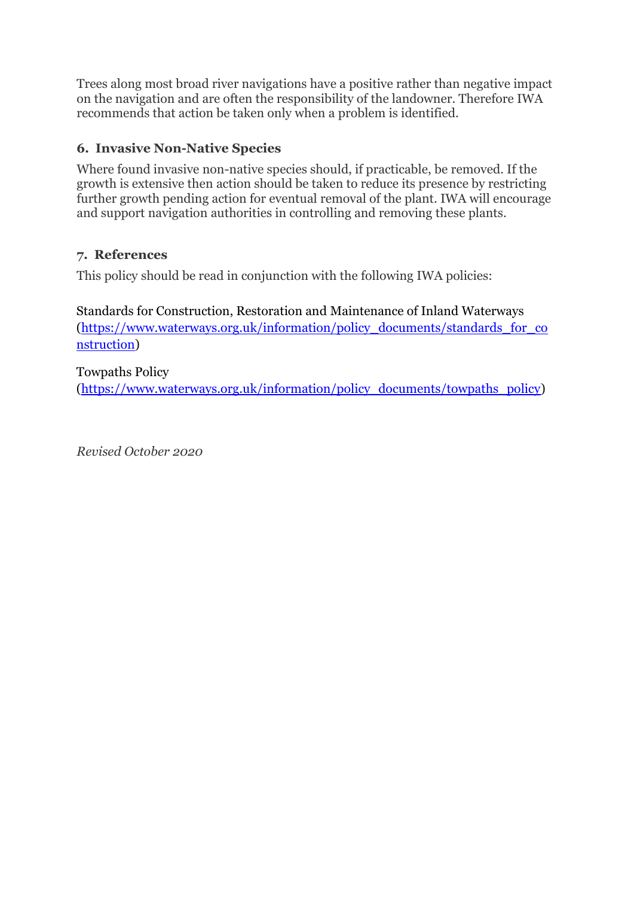Trees along most broad river navigations have a positive rather than negative impact on the navigation and are often the responsibility of the landowner. Therefore IWA recommends that action be taken only when a problem is identified.

## 6. Invasive Non-Native Species

Where found invasive non-native species should, if practicable, be removed. If the growth is extensive then action should be taken to reduce its presence by restricting further growth pending action for eventual removal of the plant. IWA will encourage and support navigation authorities in controlling and removing these plants.

## 7. References

This policy should be read in conjunction with the following IWA policies:

Standards for Construction, Restoration and Maintenance of Inland Waterways (https://www.waterways.org.uk/information/policy_documents/standards_for_construction)

Towpaths Policy (https://www.waterways.org.uk/information/policy_documents/towpaths_policy)

*Revised October 2020*